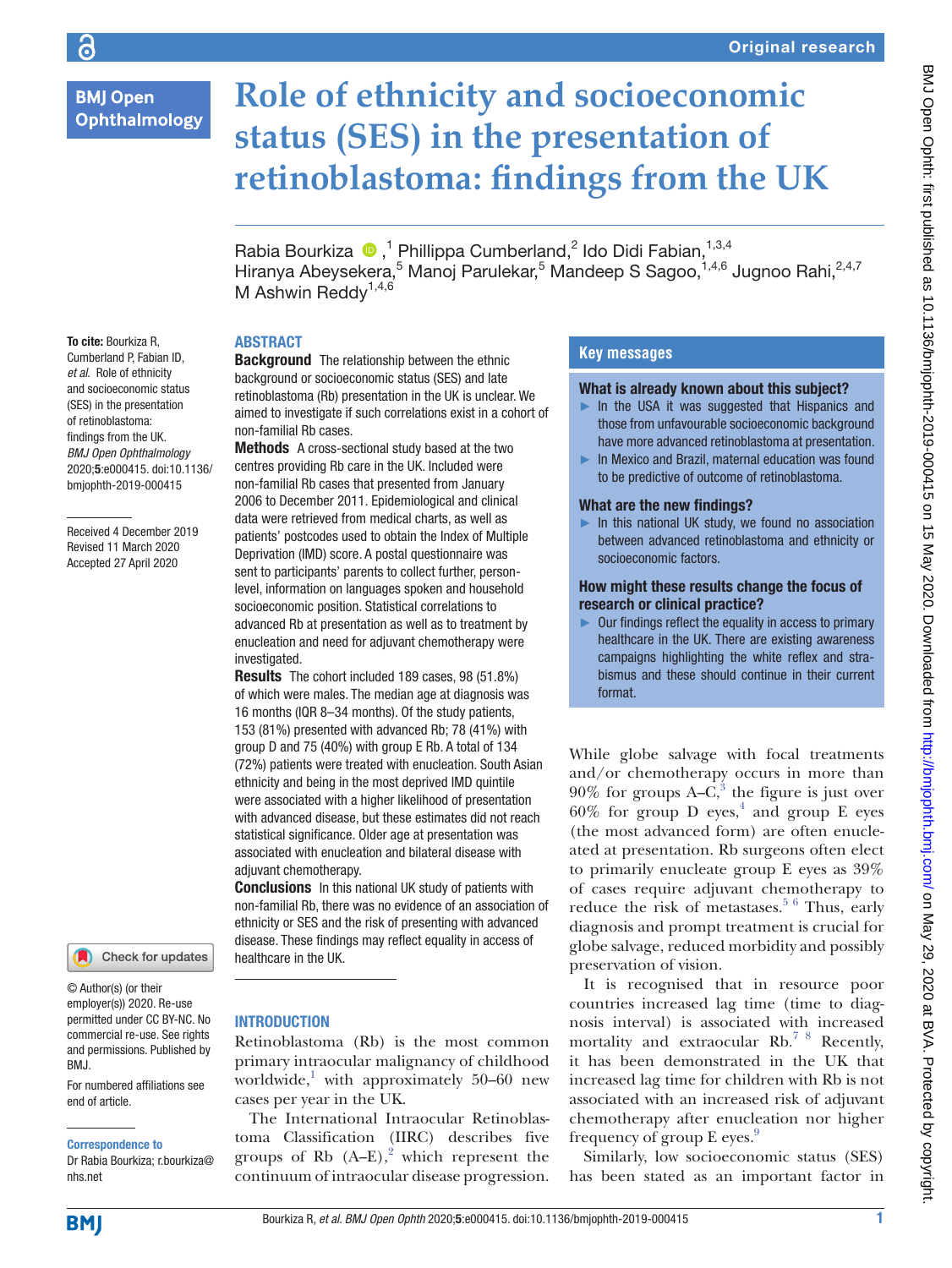# Role of ethnicity and socioeconomic status (SES) in the presentation of retinoblastoma: findings from the UK

Rabia Bourkiza [1], Phillippa Cumberland,[2] Ido Didi Fabian,[1,3,4] Hiranya Abeysekera,[5] Manoj Parulekar,[5] Mandeep S Sagoo,[1,4,6] Jugnoo Rahi,[2,4,7] M Ashwin Reddy[1,4,6]

**To cite:** Bourkiza R, Cumberland P, Fabian ID, *et al*. Role of ethnicity and socioeconomic status (SES) in the presentation of retinoblastoma: findings from the UK. *BMJ Open Ophthalmology* 2020;**5**:e000415. doi:10.1136/bmjophth-2019-000415

Received 4 December 2019
Revised 11 March 2020
Accepted 27 April 2020

© Author(s) (or their employer(s)) 2020. Re-use permitted under CC BY-NC. No commercial re-use. See rights and permissions. Published by BMJ.

For numbered affiliations see end of article.

**Correspondence to**
Dr Rabia Bourkiza; r.bourkiza@nhs.net

## ABSTRACT

**Background** The relationship between the ethnic background or socioeconomic status (SES) and late retinoblastoma (Rb) presentation in the UK is unclear. We aimed to investigate if such correlations exist in a cohort of non-familial Rb cases.

**Methods** A cross-sectional study based at the two centres providing Rb care in the UK. Included were non-familial Rb cases that presented from January 2006 to December 2011. Epidemiological and clinical data were retrieved from medical charts, as well as patients' postcodes used to obtain the Index of Multiple Deprivation (IMD) score. A postal questionnaire was sent to participants' parents to collect further, person-level, information on languages spoken and household socioeconomic position. Statistical correlations to advanced Rb at presentation as well as to treatment by enucleation and need for adjuvant chemotherapy were investigated.

**Results** The cohort included 189 cases, 98 (51.8%) of which were males. The median age at diagnosis was 16 months (IQR 8–34 months). Of the study patients, 153 (81%) presented with advanced Rb; 78 (41%) with group D and 75 (40%) with group E Rb. A total of 134 (72%) patients were treated with enucleation. South Asian ethnicity and being in the most deprived IMD quintile were associated with a higher likelihood of presentation with advanced disease, but these estimates did not reach statistical significance. Older age at presentation was associated with enucleation and bilateral disease with adjuvant chemotherapy.

**Conclusions** In this national UK study of patients with non-familial Rb, there was no evidence of an association of ethnicity or SES and the risk of presenting with advanced disease. These findings may reflect equality in access to healthcare in the UK.

## Key messages

### What is already known about this subject?

- In the USA it was suggested that Hispanics and those from unfavourable socioeconomic background have more advanced retinoblastoma at presentation.
- In Mexico and Brazil, maternal education was found to be predictive of outcome of retinoblastoma.

### What are the new findings?

- In this national UK study, we found no association between advanced retinoblastoma and ethnicity or socioeconomic factors.

### How might these results change the focus of research or clinical practice?

- Our findings reflect the equality in access to primary healthcare in the UK. There are existing awareness campaigns highlighting the white reflex and strabismus and these should continue in their current format.

## INTRODUCTION

Retinoblastoma (Rb) is the most common primary intraocular malignancy of childhood worldwide,[1] with approximately 50–60 new cases per year in the UK.

The International Intraocular Retinoblastoma Classification (IIRC) describes five groups of Rb (A–E),[2] which represent the continuum of intraocular disease progression. While globe salvage with focal treatments and/or chemotherapy occurs in more than 90% for groups A–C,[3] the figure is just over 60% for group D eyes,[4] and group E eyes (the most advanced form) are often enucleated at presentation. Rb surgeons often elect to primarily enucleate group E eyes as 39% of cases require adjuvant chemotherapy to reduce the risk of metastases.[5,6] Thus, early diagnosis and prompt treatment is crucial for globe salvage, reduced morbidity and possibly preservation of vision.

It is recognised that in resource poor countries increased lag time (time to diagnosis interval) is associated with increased mortality and extraocular Rb.[7,8] Recently, it has been demonstrated in the UK that increased lag time for children with Rb is not associated with an increased risk of adjuvant chemotherapy after enucleation nor higher frequency of group E eyes.[9]

Similarly, low socioeconomic status (SES) has been stated as an important factor in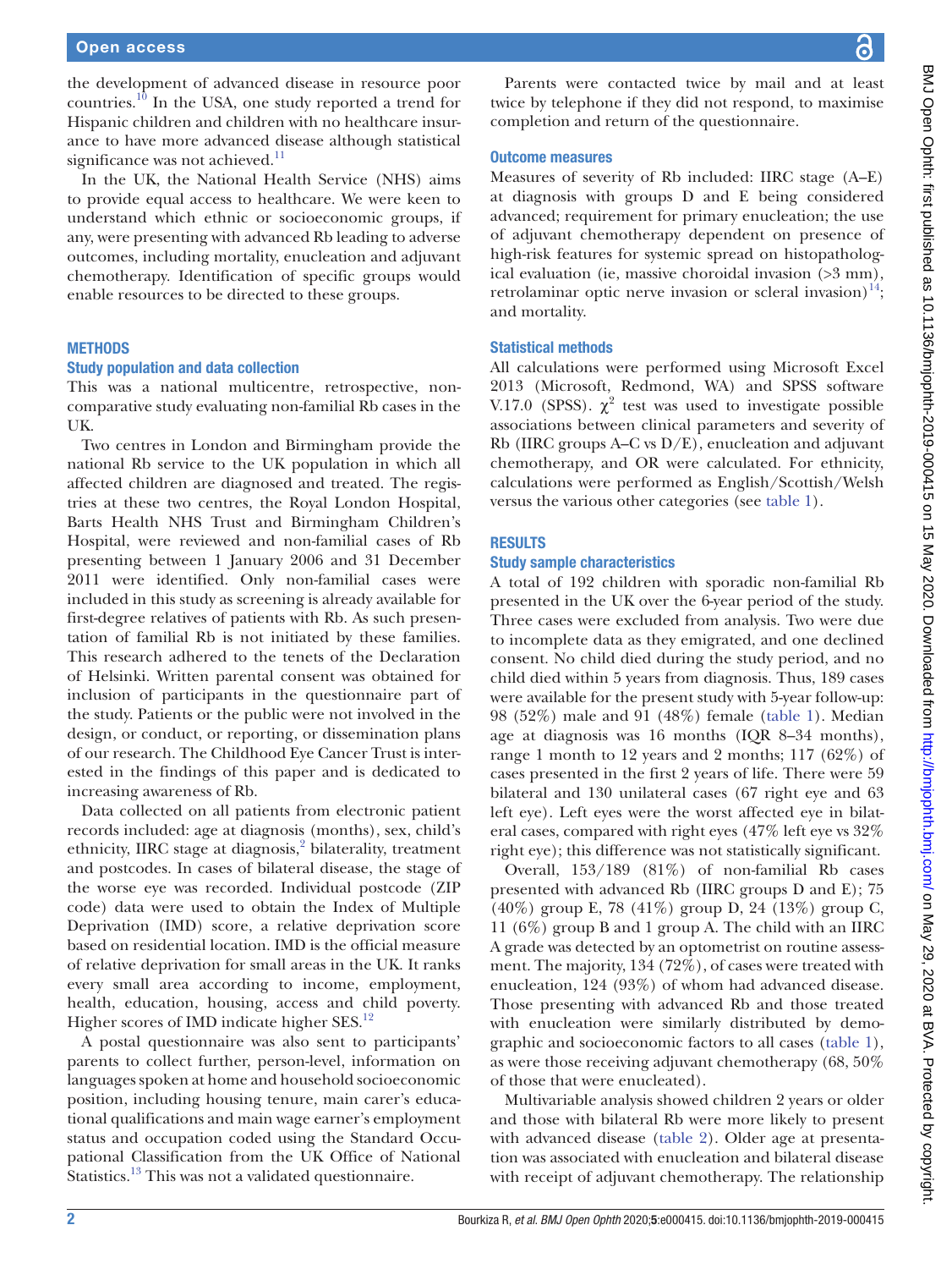the development of advanced disease in resource poor countries.[10] In the USA, one study reported a trend for Hispanic children and children with no healthcare insurance to have more advanced disease although statistical significance was not achieved.[11]

In the UK, the National Health Service (NHS) aims to provide equal access to healthcare. We were keen to understand which ethnic or socioeconomic groups, if any, were presenting with advanced Rb leading to adverse outcomes, including mortality, enucleation and adjuvant chemotherapy. Identification of specific groups would enable resources to be directed to these groups.

## METHODS

### Study population and data collection

This was a national multicentre, retrospective, non-comparative study evaluating non-familial Rb cases in the UK.

Two centres in London and Birmingham provide the national Rb service to the UK population in which all affected children are diagnosed and treated. The registries at these two centres, the Royal London Hospital, Barts Health NHS Trust and Birmingham Children's Hospital, were reviewed and non-familial cases of Rb presenting between 1 January 2006 and 31 December 2011 were identified. Only non-familial cases were included in this study as screening is already available for first-degree relatives of patients with Rb. As such presentation of familial Rb is not initiated by these families. This research adhered to the tenets of the Declaration of Helsinki. Written parental consent was obtained for inclusion of participants in the questionnaire part of the study. Patients or the public were not involved in the design, or conduct, or reporting, or dissemination plans of our research. The Childhood Eye Cancer Trust is interested in the findings of this paper and is dedicated to increasing awareness of Rb.

Data collected on all patients from electronic patient records included: age at diagnosis (months), sex, child's ethnicity, IIRC stage at diagnosis,[2] bilaterality, treatment and postcodes. In cases of bilateral disease, the stage of the worse eye was recorded. Individual postcode (ZIP code) data were used to obtain the Index of Multiple Deprivation (IMD) score, a relative deprivation score based on residential location. IMD is the official measure of relative deprivation for small areas in the UK. It ranks every small area according to income, employment, health, education, housing, access and child poverty. Higher scores of IMD indicate higher SES.[12]

A postal questionnaire was also sent to participants' parents to collect further, person-level, information on languages spoken at home and household socioeconomic position, including housing tenure, main carer's educational qualifications and main wage earner's employment status and occupation coded using the Standard Occupational Classification from the UK Office of National Statistics.[13] This was not a validated questionnaire.

Parents were contacted twice by mail and at least twice by telephone if they did not respond, to maximise completion and return of the questionnaire.

### Outcome measures

Measures of severity of Rb included: IIRC stage (A–E) at diagnosis with groups D and E being considered advanced; requirement for primary enucleation; the use of adjuvant chemotherapy dependent on presence of high-risk features for systemic spread on histopathological evaluation (ie, massive choroidal invasion (>3 mm), retrolaminar optic nerve invasion or scleral invasion)[14]; and mortality.

### Statistical methods

All calculations were performed using Microsoft Excel 2013 (Microsoft, Redmond, WA) and SPSS software V.17.0 (SPSS). $\chi^2$ test was used to investigate possible associations between clinical parameters and severity of Rb (IIRC groups A–C vs D/E), enucleation and adjuvant chemotherapy, and OR were calculated. For ethnicity, calculations were performed as English/Scottish/Welsh versus the various other categories (see table 1).

## RESULTS

### Study sample characteristics

A total of 192 children with sporadic non-familial Rb presented in the UK over the 6-year period of the study. Three cases were excluded from analysis. Two were due to incomplete data as they emigrated, and one declined consent. No child died during the study period, and no child died within 5 years from diagnosis. Thus, 189 cases were available for the present study with 5-year follow-up: 98 (52%) male and 91 (48%) female (table 1). Median age at diagnosis was 16 months (IQR 8–34 months), range 1 month to 12 years and 2 months; 117 (62%) of cases presented in the first 2 years of life. There were 59 bilateral and 130 unilateral cases (67 right eye and 63 left eye). Left eyes were the worst affected eye in bilateral cases, compared with right eyes (47% left eye vs 32% right eye); this difference was not statistically significant.

Overall, 153/189 (81%) of non-familial Rb cases presented with advanced Rb (IIRC groups D and E); 75 (40%) group E, 78 (41%) group D, 24 (13%) group C, 11 (6%) group B and 1 group A. The child with an IIRC A grade was detected by an optometrist on routine assessment. The majority, 134 (72%), of cases were treated with enucleation, 124 (93%) of whom had advanced disease. Those presenting with advanced Rb and those treated with enucleation were similarly distributed by demographic and socioeconomic factors to all cases (table 1), as were those receiving adjuvant chemotherapy (68, 50% of those that were enucleated).

Multivariable analysis showed children 2 years or older and those with bilateral Rb were more likely to present with advanced disease (table 2). Older age at presentation was associated with enucleation and bilateral disease with receipt of adjuvant chemotherapy. The relationship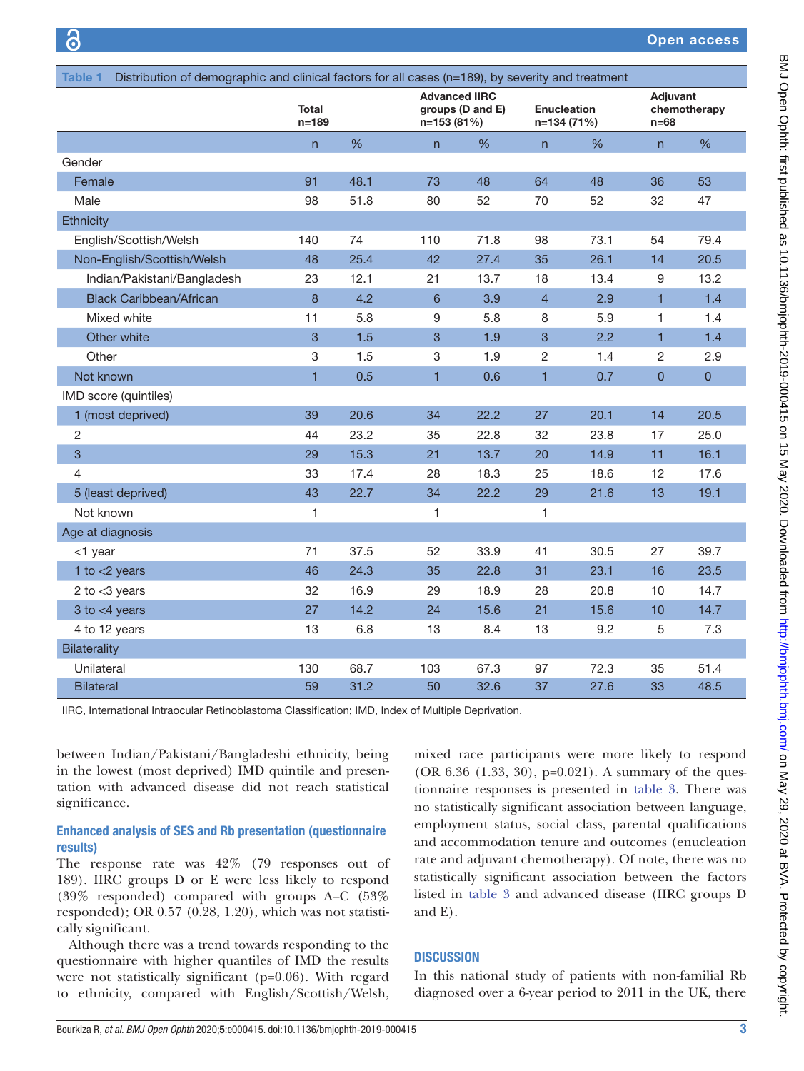Table 1 Distribution of demographic and clinical factors for all cases (n=189), by severity and treatment

| | Total n=189 | | Advanced IIRC groups (D and E) n=153 (81%) | | Enucleation n=134 (71%) | | Adjuvant chemotherapy n=68 | |
|---|---|---|---|---|---|---|---|---|
| | n | % | n | % | n | % | n | % |
| Gender | | | | | | | | |
| Female | 91 | 48.1 | 73 | 48 | 64 | 48 | 36 | 53 |
| Male | 98 | 51.8 | 80 | 52 | 70 | 52 | 32 | 47 |
| Ethnicity | | | | | | | | |
| English/Scottish/Welsh | 140 | 74 | 110 | 71.8 | 98 | 73.1 | 54 | 79.4 |
| Non-English/Scottish/Welsh | 48 | 25.4 | 42 | 27.4 | 35 | 26.1 | 14 | 20.5 |
| Indian/Pakistani/Bangladesh | 23 | 12.1 | 21 | 13.7 | 18 | 13.4 | 9 | 13.2 |
| Black Caribbean/African | 8 | 4.2 | 6 | 3.9 | 4 | 2.9 | 1 | 1.4 |
| Mixed white | 11 | 5.8 | 9 | 5.8 | 8 | 5.9 | 1 | 1.4 |
| Other white | 3 | 1.5 | 3 | 1.9 | 3 | 2.2 | 1 | 1.4 |
| Other | 3 | 1.5 | 3 | 1.9 | 2 | 1.4 | 2 | 2.9 |
| Not known | 1 | 0.5 | 1 | 0.6 | 1 | 0.7 | 0 | 0 |
| IMD score (quintiles) | | | | | | | | |
| 1 (most deprived) | 39 | 20.6 | 34 | 22.2 | 27 | 20.1 | 14 | 20.5 |
| 2 | 44 | 23.2 | 35 | 22.8 | 32 | 23.8 | 17 | 25.0 |
| 3 | 29 | 15.3 | 21 | 13.7 | 20 | 14.9 | 11 | 16.1 |
| 4 | 33 | 17.4 | 28 | 18.3 | 25 | 18.6 | 12 | 17.6 |
| 5 (least deprived) | 43 | 22.7 | 34 | 22.2 | 29 | 21.6 | 13 | 19.1 |
| Not known | 1 | | 1 | | 1 | | | |
| Age at diagnosis | | | | | | | | |
| <1 year | 71 | 37.5 | 52 | 33.9 | 41 | 30.5 | 27 | 39.7 |
| 1 to <2 years | 46 | 24.3 | 35 | 22.8 | 31 | 23.1 | 16 | 23.5 |
| 2 to <3 years | 32 | 16.9 | 29 | 18.9 | 28 | 20.8 | 10 | 14.7 |
| 3 to <4 years | 27 | 14.2 | 24 | 15.6 | 21 | 15.6 | 10 | 14.7 |
| 4 to 12 years | 13 | 6.8 | 13 | 8.4 | 13 | 9.2 | 5 | 7.3 |
| Bilaterality | | | | | | | | |
| Unilateral | 130 | 68.7 | 103 | 67.3 | 97 | 72.3 | 35 | 51.4 |
| Bilateral | 59 | 31.2 | 50 | 32.6 | 37 | 27.6 | 33 | 48.5 |

IIRC, International Intraocular Retinoblastoma Classification; IMD, Index of Multiple Deprivation.

between Indian/Pakistani/Bangladeshi ethnicity, being in the lowest (most deprived) IMD quintile and presentation with advanced disease did not reach statistical significance.

### Enhanced analysis of SES and Rb presentation (questionnaire results)

The response rate was 42% (79 responses out of 189). IIRC groups D or E were less likely to respond (39% responded) compared with groups A–C (53% responded); OR 0.57 (0.28, 1.20), which was not statistically significant.

Although there was a trend towards responding to the questionnaire with higher quantiles of IMD the results were not statistically significant (p=0.06). With regard to ethnicity, compared with English/Scottish/Welsh, mixed race participants were more likely to respond (OR 6.36 (1.33, 30), p=0.021). A summary of the questionnaire responses is presented in table 3. There was no statistically significant association between language, employment status, social class, parental qualifications and accommodation tenure and outcomes (enucleation rate and adjuvant chemotherapy). Of note, there was no statistically significant association between the factors listed in table 3 and advanced disease (IIRC groups D and E).

## DISCUSSION

In this national study of patients with non-familial Rb diagnosed over a 6-year period to 2011 in the UK, there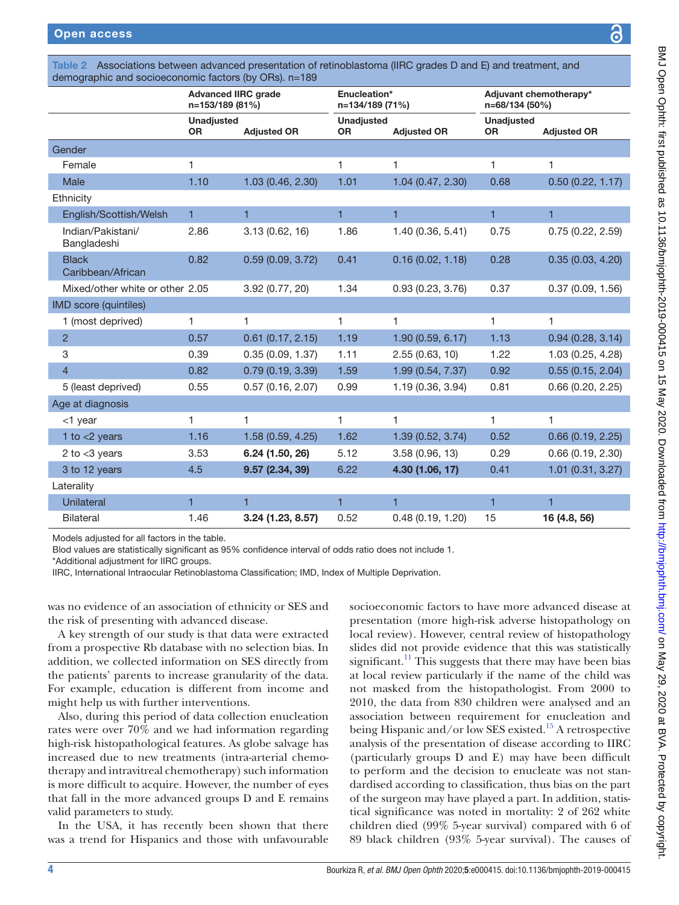**Table 2** Associations between advanced presentation of retinoblastoma (IIRC grades D and E) and treatment, and demographic and socioeconomic factors (by ORs). n=189

| | Advanced IIRC grade n=153/189 (81%) | | Enucleation* n=134/189 (71%) | | Adjuvant chemotherapy* n=68/134 (50%) | |
|---|---|---|---|---|---|---|
| | Unadjusted OR | Adjusted OR | Unadjusted OR | Adjusted OR | Unadjusted OR | Adjusted OR |
| Gender | | | | | | |
| Female | 1 | | 1 | 1 | 1 | 1 |
| Male | 1.10 | 1.03 (0.46, 2.30) | 1.01 | 1.04 (0.47, 2.30) | 0.68 | 0.50 (0.22, 1.17) |
| Ethnicity | | | | | | |
| English/Scottish/Welsh | 1 | 1 | 1 | 1 | 1 | 1 |
| Indian/Pakistani/ Bangladeshi | 2.86 | 3.13 (0.62, 16) | 1.86 | 1.40 (0.36, 5.41) | 0.75 | 0.75 (0.22, 2.59) |
| Black Caribbean/African | 0.82 | 0.59 (0.09, 3.72) | 0.41 | 0.16 (0.02, 1.18) | 0.28 | 0.35 (0.03, 4.20) |
| Mixed/other white or other | 2.05 | 3.92 (0.77, 20) | 1.34 | 0.93 (0.23, 3.76) | 0.37 | 0.37 (0.09, 1.56) |
| IMD score (quintiles) | | | | | | |
| 1 (most deprived) | 1 | 1 | 1 | 1 | 1 | 1 |
| 2 | 0.57 | 0.61 (0.17, 2.15) | 1.19 | 1.90 (0.59, 6.17) | 1.13 | 0.94 (0.28, 3.14) |
| 3 | 0.39 | 0.35 (0.09, 1.37) | 1.11 | 2.55 (0.63, 10) | 1.22 | 1.03 (0.25, 4.28) |
| 4 | 0.82 | 0.79 (0.19, 3.39) | 1.59 | 1.99 (0.54, 7.37) | 0.92 | 0.55 (0.15, 2.04) |
| 5 (least deprived) | 0.55 | 0.57 (0.16, 2.07) | 0.99 | 1.19 (0.36, 3.94) | 0.81 | 0.66 (0.20, 2.25) |
| Age at diagnosis | | | | | | |
| <1 year | 1 | 1 | 1 | 1 | 1 | 1 |
| 1 to <2 years | 1.16 | 1.58 (0.59, 4.25) | 1.62 | 1.39 (0.52, 3.74) | 0.52 | 0.66 (0.19, 2.25) |
| 2 to <3 years | 3.53 | **6.24 (1.50, 26)** | 5.12 | 3.58 (0.96, 13) | 0.29 | 0.66 (0.19, 2.30) |
| 3 to 12 years | 4.5 | **9.57 (2.34, 39)** | 6.22 | **4.30 (1.06, 17)** | 0.41 | 1.01 (0.31, 3.27) |
| Laterality | | | | | | |
| Unilateral | 1 | 1 | 1 | 1 | 1 | 1 |
| Bilateral | 1.46 | **3.24 (1.23, 8.57)** | 0.52 | 0.48 (0.19, 1.20) | 15 | **16 (4.8, 56)** |

Models adjusted for all factors in the table.
Blod values are statistically significant as 95% confidence interval of odds ratio does not include 1.
*Additional adjustment for IIRC groups.
IIRC, International Intraocular Retinoblastoma Classification; IMD, Index of Multiple Deprivation.

was no evidence of an association of ethnicity or SES and the risk of presenting with advanced disease.

A key strength of our study is that data were extracted from a prospective Rb database with no selection bias. In addition, we collected information on SES directly from the patients' parents to increase granularity of the data. For example, education is different from income and might help us with further interventions.

Also, during this period of data collection enucleation rates were over 70% and we had information regarding high-risk histopathological features. As globe salvage has increased due to new treatments (intra-arterial chemotherapy and intravitreal chemotherapy) such information is more difficult to acquire. However, the number of eyes that fall in the more advanced groups D and E remains valid parameters to study.

In the USA, it has recently been shown that there was a trend for Hispanics and those with unfavourable socioeconomic factors to have more advanced disease at presentation (more high-risk adverse histopathology on local review). However, central review of histopathology slides did not provide evidence that this was statistically significant.[11] This suggests that there may have been bias at local review particularly if the name of the child was not masked from the histopathologist. From 2000 to 2010, the data from 830 children were analysed and an association between requirement for enucleation and being Hispanic and/or low SES existed.[15] A retrospective analysis of the presentation of disease according to IIRC (particularly groups D and E) may have been difficult to perform and the decision to enucleate was not standardised according to classification, thus bias on the part of the surgeon may have played a part. In addition, statistical significance was noted in mortality: 2 of 262 white children died (99% 5-year survival) compared with 6 of 89 black children (93% 5-year survival). The causes of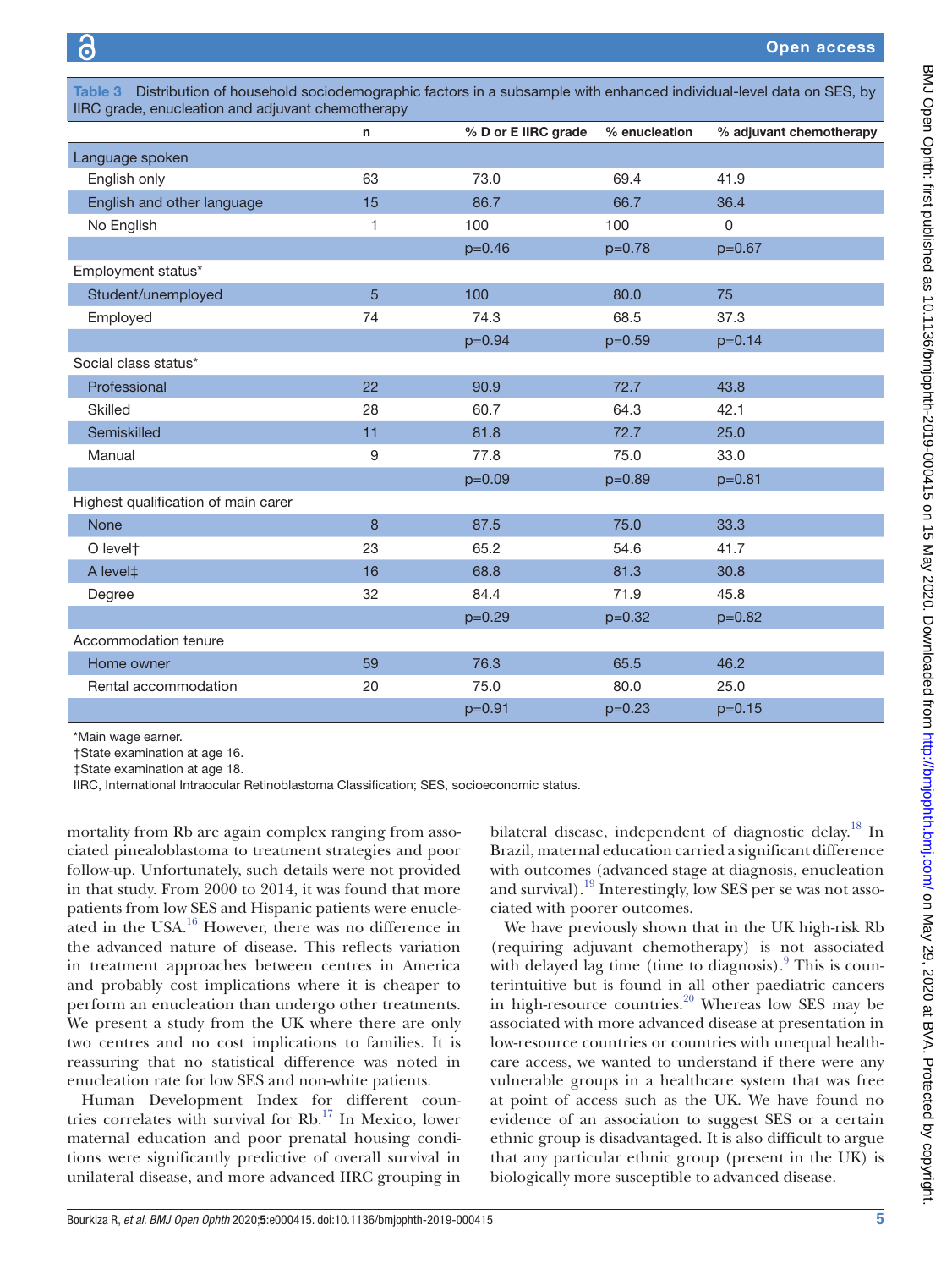**Table 3** Distribution of household sociodemographic factors in a subsample with enhanced individual-level data on SES, by IIRC grade, enucleation and adjuvant chemotherapy

| | n | % D or E IIRC grade | % enucleation | % adjuvant chemotherapy |
|---|---|---|---|---|
| Language spoken | | | | |
| English only | 63 | 73.0 | 69.4 | 41.9 |
| English and other language | 15 | 86.7 | 66.7 | 36.4 |
| No English | 1 | 100 | 100 | 0 |
| | | p=0.46 | p=0.78 | p=0.67 |
| Employment status* | | | | |
| Student/unemployed | 5 | 100 | 80.0 | 75 |
| Employed | 74 | 74.3 | 68.5 | 37.3 |
| | | p=0.94 | p=0.59 | p=0.14 |
| Social class status* | | | | |
| Professional | 22 | 90.9 | 72.7 | 43.8 |
| Skilled | 28 | 60.7 | 64.3 | 42.1 |
| Semiskilled | 11 | 81.8 | 72.7 | 25.0 |
| Manual | 9 | 77.8 | 75.0 | 33.0 |
| | | p=0.09 | p=0.89 | p=0.81 |
| Highest qualification of main carer | | | | |
| None | 8 | 87.5 | 75.0 | 33.3 |
| O level† | 23 | 65.2 | 54.6 | 41.7 |
| A level‡ | 16 | 68.8 | 81.3 | 30.8 |
| Degree | 32 | 84.4 | 71.9 | 45.8 |
| | | p=0.29 | p=0.32 | p=0.82 |
| Accommodation tenure | | | | |
| Home owner | 59 | 76.3 | 65.5 | 46.2 |
| Rental accommodation | 20 | 75.0 | 80.0 | 25.0 |
| | | p=0.91 | p=0.23 | p=0.15 |

*Main wage earner.
†State examination at age 16.
‡State examination at age 18.
IIRC, International Intraocular Retinoblastoma Classification; SES, socioeconomic status.

mortality from Rb are again complex ranging from associated pinealoblastoma to treatment strategies and poor follow-up. Unfortunately, such details were not provided in that study. From 2000 to 2014, it was found that more patients from low SES and Hispanic patients were enucleated in the USA.[16] However, there was no difference in the advanced nature of disease. This reflects variation in treatment approaches between centres in America and probably cost implications where it is cheaper to perform an enucleation than undergo other treatments. We present a study from the UK where there are only two centres and no cost implications to families. It is reassuring that no statistical difference was noted in enucleation rate for low SES and non-white patients.

Human Development Index for different countries correlates with survival for Rb.[17] In Mexico, lower maternal education and poor prenatal housing conditions were significantly predictive of overall survival in unilateral disease, and more advanced IIRC grouping in bilateral disease, independent of diagnostic delay.[18] In Brazil, maternal education carried a significant difference with outcomes (advanced stage at diagnosis, enucleation and survival).[19] Interestingly, low SES per se was not associated with poorer outcomes.

We have previously shown that in the UK high-risk Rb (requiring adjuvant chemotherapy) is not associated with delayed lag time (time to diagnosis).[9] This is counterintuitive but is found in all other paediatric cancers in high-resource countries.[20] Whereas low SES may be associated with more advanced disease at presentation in low-resource countries or countries with unequal healthcare access, we wanted to understand if there were any vulnerable groups in a healthcare system that was free at point of access such as the UK. We have found no evidence of an association to suggest SES or a certain ethnic group is disadvantaged. It is also difficult to argue that any particular ethnic group (present in the UK) is biologically more susceptible to advanced disease.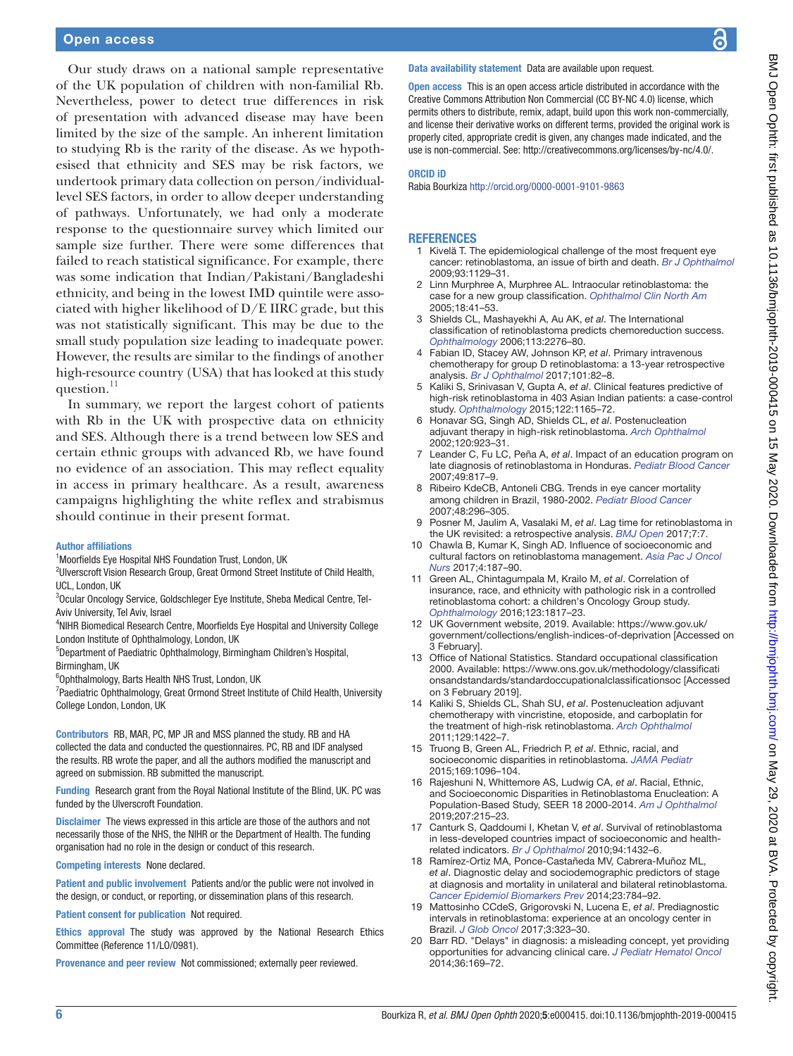Our study draws on a national sample representative of the UK population of children with non-familial Rb. Nevertheless, power to detect true differences in risk of presentation with advanced disease may have been limited by the size of the sample. An inherent limitation to studying Rb is the rarity of the disease. As we hypothesised that ethnicity and SES may be risk factors, we undertook primary data collection on person/individual-level SES factors, in order to allow deeper understanding of pathways. Unfortunately, we had only a moderate response to the questionnaire survey which limited our sample size further. There were some differences that failed to reach statistical significance. For example, there was some indication that Indian/Pakistani/Bangladeshi ethnicity, and being in the lowest IMD quintile were associated with higher likelihood of D/E IIRC grade, but this was not statistically significant. This may be due to the small study population size leading to inadequate power. However, the results are similar to the findings of another high-resource country (USA) that has looked at this study question.[11]

In summary, we report the largest cohort of patients with Rb in the UK with prospective data on ethnicity and SES. Although there is a trend between low SES and certain ethnic groups with advanced Rb, we have found no evidence of an association. This may reflect equality in access in primary healthcare. As a result, awareness campaigns highlighting the white reflex and strabismus should continue in their present format.

**Author affiliations**

[1]Moorfields Eye Hospital NHS Foundation Trust, London, UK
[2]Ulverscroft Vision Research Group, Great Ormond Street Institute of Child Health, UCL, London, UK
[3]Ocular Oncology Service, Goldschleger Eye Institute, Sheba Medical Centre, Tel-Aviv University, Tel Aviv, Israel
[4]NIHR Biomedical Research Centre, Moorfields Eye Hospital and University College London Institute of Ophthalmology, London, UK
[5]Department of Paediatric Ophthalmology, Birmingham Children's Hospital, Birmingham, UK
[6]Ophthalmology, Barts Health NHS Trust, London, UK
[7]Paediatric Ophthalmology, Great Ormond Street Institute of Child Health, University College London, London, UK

**Contributors** RB, MAR, PC, MP JR and MSS planned the study. RB and HA collected the data and conducted the questionnaires. PC, RB and IDF analysed the results. RB wrote the paper, and all the authors modified the manuscript and agreed on submission. RB submitted the manuscript.

**Funding** Research grant from the Royal National Institute of the Blind, UK. PC was funded by the Ulverscroft Foundation.

**Disclaimer** The views expressed in this article are those of the authors and not necessarily those of the NHS, the NIHR or the Department of Health. The funding organisation had no role in the design or conduct of this research.

**Competing interests** None declared.

**Patient and public involvement** Patients and/or the public were not involved in the design, or conduct, or reporting, or dissemination plans of this research.

**Patient consent for publication** Not required.

**Ethics approval** The study was approved by the National Research Ethics Committee (Reference 11/LO/0981).

**Provenance and peer review** Not commissioned; externally peer reviewed.

**Data availability statement** Data are available upon request.

**Open access** This is an open access article distributed in accordance with the Creative Commons Attribution Non Commercial (CC BY-NC 4.0) license, which permits others to distribute, remix, adapt, build upon this work non-commercially, and license their derivative works on different terms, provided the original work is properly cited, appropriate credit is given, any changes made indicated, and the use is non-commercial. See: http://creativecommons.org/licenses/by-nc/4.0/.

**ORCID iD**

Rabia Bourkiza http://orcid.org/0000-0001-9101-9863

## REFERENCES

1. Kivelä T. The epidemiological challenge of the most frequent eye cancer: retinoblastoma, an issue of birth and death. *Br J Ophthalmol* 2009;93:1129–31.
2. Linn Murphree A, Murphree AL. Intraocular retinoblastoma: the case for a new group classification. *Ophthalmol Clin North Am* 2005;18:41–53.
3. Shields CL, Mashayekhi A, Au AK, *et al*. The International classification of retinoblastoma predicts chemoreduction success. *Ophthalmology* 2006;113:2276–80.
4. Fabian ID, Stacey AW, Johnson KP, *et al*. Primary intravenous chemotherapy for group D retinoblastoma: a 13-year retrospective analysis. *Br J Ophthalmol* 2017;101:82–8.
5. Kaliki S, Srinivasan V, Gupta A, *et al*. Clinical features predictive of high-risk retinoblastoma in 403 Asian Indian patients: a case-control study. *Ophthalmology* 2015;122:1165–72.
6. Honavar SG, Singh AD, Shields CL, *et al*. Postenucleation adjuvant therapy in high-risk retinoblastoma. *Arch Ophthalmol* 2002;120:923–31.
7. Leander C, Fu LC, Peña A, *et al*. Impact of an education program on late diagnosis of retinoblastoma in Honduras. *Pediatr Blood Cancer* 2007;49:817–9.
8. Ribeiro KdeCB, Antoneli CBG. Trends in eye cancer mortality among children in Brazil, 1980-2002. *Pediatr Blood Cancer* 2007;48:296–305.
9. Posner M, Jaulim A, Vasalaki M, *et al*. Lag time for retinoblastoma in the UK revisited: a retrospective analysis. *BMJ Open* 2017;7:7.
10. Chawla B, Kumar K, Singh AD. Influence of socioeconomic and cultural factors on retinoblastoma management. *Asia Pac J Oncol Nurs* 2017;4:187–90.
11. Green AL, Chintagumpala M, Krailo M, *et al*. Correlation of insurance, race, and ethnicity with pathologic risk in a controlled retinoblastoma cohort: a children's Oncology Group study. *Ophthalmology* 2016;123:1817–23.
12. UK Government website, 2019. Available: https://www.gov.uk/government/collections/english-indices-of-deprivation [Accessed on 3 February].
13. Office of National Statistics. Standard occupational classification 2000. Available: https://www.ons.gov.uk/methodology/classificationsandstandards/standardoccupationalclassificationsoc [Accessed on 3 February 2019].
14. Kaliki S, Shields CL, Shah SU, *et al*. Postenucleation adjuvant chemotherapy with vincristine, etoposide, and carboplatin for the treatment of high-risk retinoblastoma. *Arch Ophthalmol* 2011;129:1422–7.
15. Truong B, Green AL, Friedrich P, *et al*. Ethnic, racial, and socioeconomic disparities in retinoblastoma. *JAMA Pediatr* 2015;169:1096–104.
16. Rajeshuni N, Whittemore AS, Ludwig CA, *et al*. Racial, Ethnic, and Socioeconomic Disparities in Retinoblastoma Enucleation: A Population-Based Study, SEER 18 2000-2014. *Am J Ophthalmol* 2019;207:215–23.
17. Canturk S, Qaddoumi I, Khetan V, *et al*. Survival of retinoblastoma in less-developed countries impact of socioeconomic and health-related indicators. *Br J Ophthalmol* 2010;94:1432–6.
18. Ramírez-Ortiz MA, Ponce-Castañeda MV, Cabrera-Muñoz ML, *et al*. Diagnostic delay and sociodemographic predictors of stage at diagnosis and mortality in unilateral and bilateral retinoblastoma. *Cancer Epidemiol Biomarkers Prev* 2014;23:784–92.
19. Mattosinho CCdeS, Grigorovski N, Lucena E, *et al*. Prediagnostic intervals in retinoblastoma: experience at an oncology center in Brazil. *J Glob Oncol* 2017;3:323–30.
20. Barr RD. "Delays" in diagnosis: a misleading concept, yet providing opportunities for advancing clinical care. *J Pediatr Hematol Oncol* 2014;36:169–72.